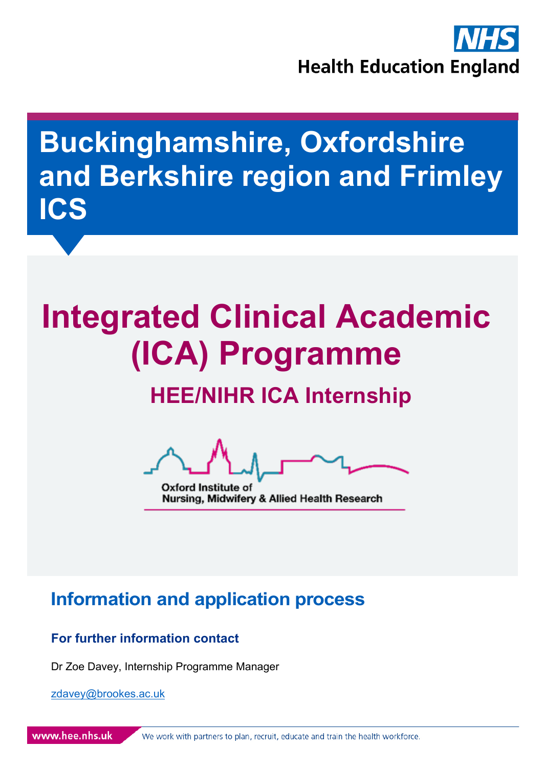NHS
Health Education England

# Buckinghamshire, Oxfordshire and Berkshire region and Frimley ICS

# Integrated Clinical Academic (ICA) Programme

## HEE/NIHR ICA Internship

Oxford Institute of Nursing, Midwifery & Allied Health Research

## Information and application process

### For further information contact

Dr Zoe Davey, Internship Programme Manager

zdavey@brookes.ac.uk

www.hee.nhs.uk We work with partners to plan, recruit, educate and train the health workforce.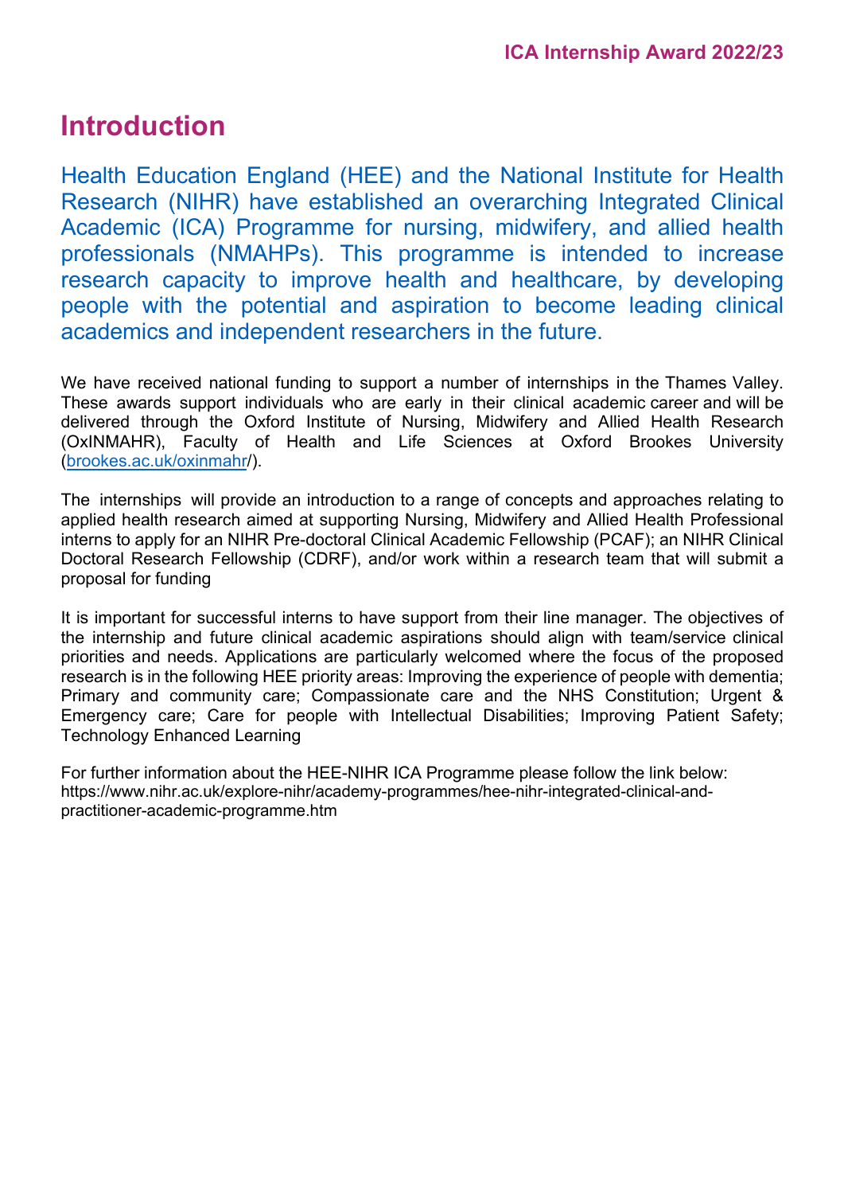# Introduction

Health Education England (HEE) and the National Institute for Health Research (NIHR) have established an overarching Integrated Clinical Academic (ICA) Programme for nursing, midwifery, and allied health professionals (NMAHPs). This programme is intended to increase research capacity to improve health and healthcare, by developing people with the potential and aspiration to become leading clinical academics and independent researchers in the future.

We have received national funding to support a number of internships in the Thames Valley. These awards support individuals who are early in their clinical academic career and will be delivered through the Oxford Institute of Nursing, Midwifery and Allied Health Research (OxINMAHR), Faculty of Health and Life Sciences at Oxford Brookes University (brookes.ac.uk/oxinmahr/).

The internships will provide an introduction to a range of concepts and approaches relating to applied health research aimed at supporting Nursing, Midwifery and Allied Health Professional interns to apply for an NIHR Pre-doctoral Clinical Academic Fellowship (PCAF); an NIHR Clinical Doctoral Research Fellowship (CDRF), and/or work within a research team that will submit a proposal for funding

It is important for successful interns to have support from their line manager. The objectives of the internship and future clinical academic aspirations should align with team/service clinical priorities and needs. Applications are particularly welcomed where the focus of the proposed research is in the following HEE priority areas: Improving the experience of people with dementia; Primary and community care; Compassionate care and the NHS Constitution; Urgent & Emergency care; Care for people with Intellectual Disabilities; Improving Patient Safety; Technology Enhanced Learning

For further information about the HEE-NIHR ICA Programme please follow the link below: https://www.nihr.ac.uk/explore-nihr/academy-programmes/hee-nihr-integrated-clinical-and-practitioner-academic-programme.htm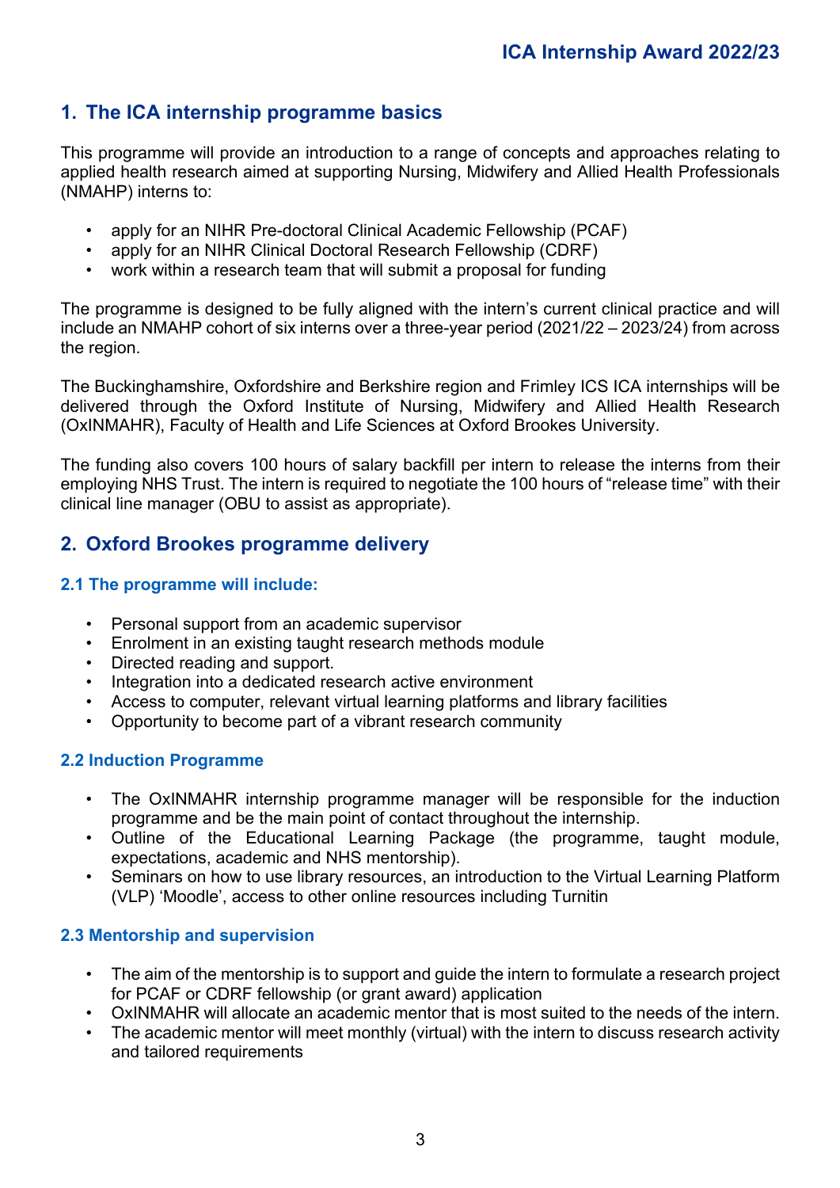## 1. The ICA internship programme basics

This programme will provide an introduction to a range of concepts and approaches relating to applied health research aimed at supporting Nursing, Midwifery and Allied Health Professionals (NMAHP) interns to:

- apply for an NIHR Pre-doctoral Clinical Academic Fellowship (PCAF)
- apply for an NIHR Clinical Doctoral Research Fellowship (CDRF)
- work within a research team that will submit a proposal for funding

The programme is designed to be fully aligned with the intern's current clinical practice and will include an NMAHP cohort of six interns over a three-year period (2021/22 – 2023/24) from across the region.

The Buckinghamshire, Oxfordshire and Berkshire region and Frimley ICS ICA internships will be delivered through the Oxford Institute of Nursing, Midwifery and Allied Health Research (OxINMAHR), Faculty of Health and Life Sciences at Oxford Brookes University.

The funding also covers 100 hours of salary backfill per intern to release the interns from their employing NHS Trust. The intern is required to negotiate the 100 hours of "release time" with their clinical line manager (OBU to assist as appropriate).

## 2. Oxford Brookes programme delivery

### 2.1 The programme will include:

- Personal support from an academic supervisor
- Enrolment in an existing taught research methods module
- Directed reading and support.
- Integration into a dedicated research active environment
- Access to computer, relevant virtual learning platforms and library facilities
- Opportunity to become part of a vibrant research community

### 2.2 Induction Programme

- The OxINMAHR internship programme manager will be responsible for the induction programme and be the main point of contact throughout the internship.
- Outline of the Educational Learning Package (the programme, taught module, expectations, academic and NHS mentorship).
- Seminars on how to use library resources, an introduction to the Virtual Learning Platform (VLP) 'Moodle', access to other online resources including Turnitin

### 2.3 Mentorship and supervision

- The aim of the mentorship is to support and guide the intern to formulate a research project for PCAF or CDRF fellowship (or grant award) application
- OxINMAHR will allocate an academic mentor that is most suited to the needs of the intern.
- The academic mentor will meet monthly (virtual) with the intern to discuss research activity and tailored requirements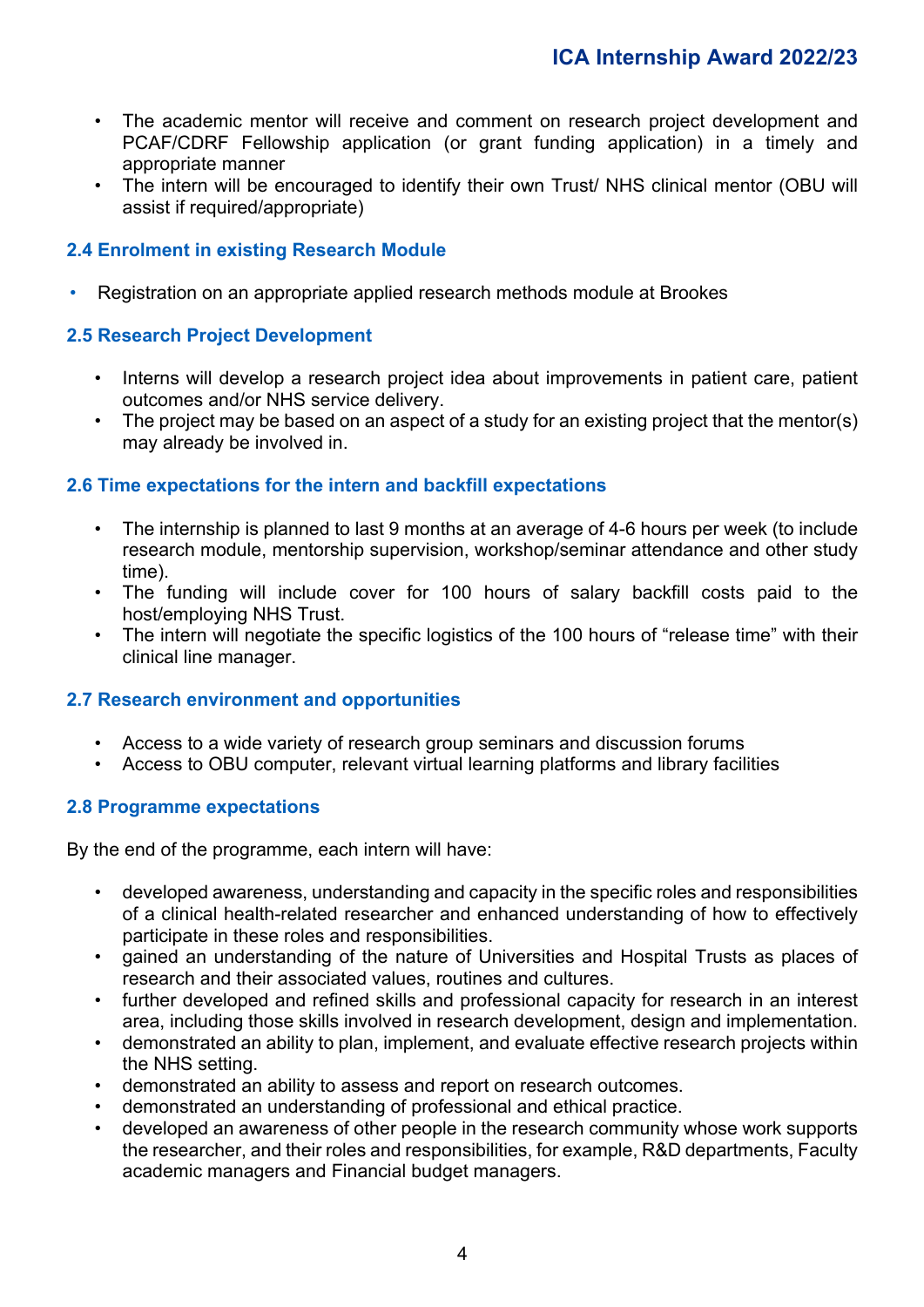- The academic mentor will receive and comment on research project development and PCAF/CDRF Fellowship application (or grant funding application) in a timely and appropriate manner
- The intern will be encouraged to identify their own Trust/ NHS clinical mentor (OBU will assist if required/appropriate)

### 2.4 Enrolment in existing Research Module

- Registration on an appropriate applied research methods module at Brookes

### 2.5 Research Project Development

- Interns will develop a research project idea about improvements in patient care, patient outcomes and/or NHS service delivery.
- The project may be based on an aspect of a study for an existing project that the mentor(s) may already be involved in.

### 2.6 Time expectations for the intern and backfill expectations

- The internship is planned to last 9 months at an average of 4-6 hours per week (to include research module, mentorship supervision, workshop/seminar attendance and other study time).
- The funding will include cover for 100 hours of salary backfill costs paid to the host/employing NHS Trust.
- The intern will negotiate the specific logistics of the 100 hours of "release time" with their clinical line manager.

### 2.7 Research environment and opportunities

- Access to a wide variety of research group seminars and discussion forums
- Access to OBU computer, relevant virtual learning platforms and library facilities

### 2.8 Programme expectations

By the end of the programme, each intern will have:

- developed awareness, understanding and capacity in the specific roles and responsibilities of a clinical health-related researcher and enhanced understanding of how to effectively participate in these roles and responsibilities.
- gained an understanding of the nature of Universities and Hospital Trusts as places of research and their associated values, routines and cultures.
- further developed and refined skills and professional capacity for research in an interest area, including those skills involved in research development, design and implementation.
- demonstrated an ability to plan, implement, and evaluate effective research projects within the NHS setting.
- demonstrated an ability to assess and report on research outcomes.
- demonstrated an understanding of professional and ethical practice.
- developed an awareness of other people in the research community whose work supports the researcher, and their roles and responsibilities, for example, R&D departments, Faculty academic managers and Financial budget managers.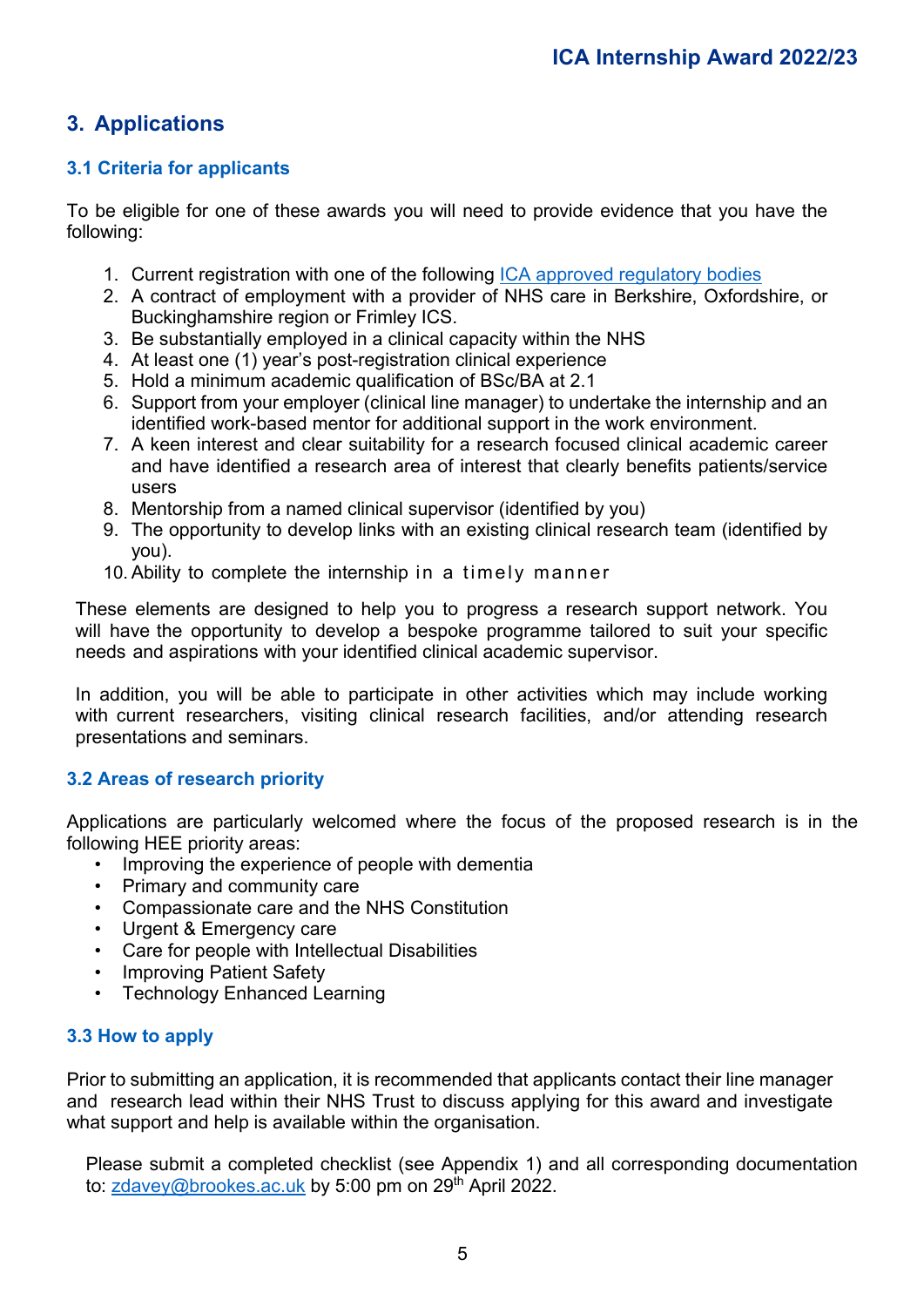## 3. Applications

### 3.1 Criteria for applicants

To be eligible for one of these awards you will need to provide evidence that you have the following:

1. Current registration with one of the following ICA approved regulatory bodies
2. A contract of employment with a provider of NHS care in Berkshire, Oxfordshire, or Buckinghamshire region or Frimley ICS.
3. Be substantially employed in a clinical capacity within the NHS
4. At least one (1) year's post-registration clinical experience
5. Hold a minimum academic qualification of BSc/BA at 2.1
6. Support from your employer (clinical line manager) to undertake the internship and an identified work-based mentor for additional support in the work environment.
7. A keen interest and clear suitability for a research focused clinical academic career and have identified a research area of interest that clearly benefits patients/service users
8. Mentorship from a named clinical supervisor (identified by you)
9. The opportunity to develop links with an existing clinical research team (identified by you).
10. Ability to complete the internship in a timely manner

These elements are designed to help you to progress a research support network. You will have the opportunity to develop a bespoke programme tailored to suit your specific needs and aspirations with your identified clinical academic supervisor.

In addition, you will be able to participate in other activities which may include working with current researchers, visiting clinical research facilities, and/or attending research presentations and seminars.

### 3.2 Areas of research priority

Applications are particularly welcomed where the focus of the proposed research is in the following HEE priority areas:

- Improving the experience of people with dementia
- Primary and community care
- Compassionate care and the NHS Constitution
- Urgent & Emergency care
- Care for people with Intellectual Disabilities
- Improving Patient Safety
- Technology Enhanced Learning

### 3.3 How to apply

Prior to submitting an application, it is recommended that applicants contact their line manager and research lead within their NHS Trust to discuss applying for this award and investigate what support and help is available within the organisation.

Please submit a completed checklist (see Appendix 1) and all corresponding documentation to: zdavey@brookes.ac.uk by 5:00 pm on 29th April 2022.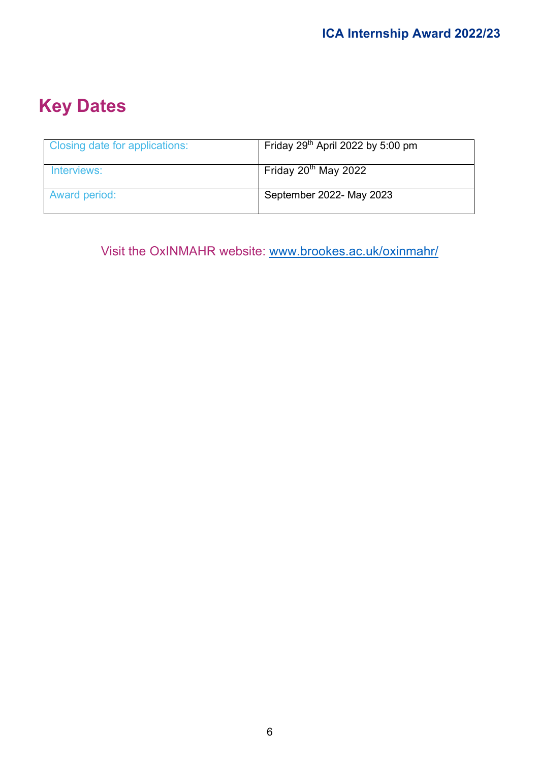# Key Dates

| | |
|---|---|
| Closing date for applications: | Friday 29th April 2022 by 5:00 pm |
| Interviews: | Friday 20th May 2022 |
| Award period: | September 2022- May 2023 |

Visit the OxINMAHR website: [www.brookes.ac.uk/oxinmahr/](http://www.brookes.ac.uk/oxinmahr/)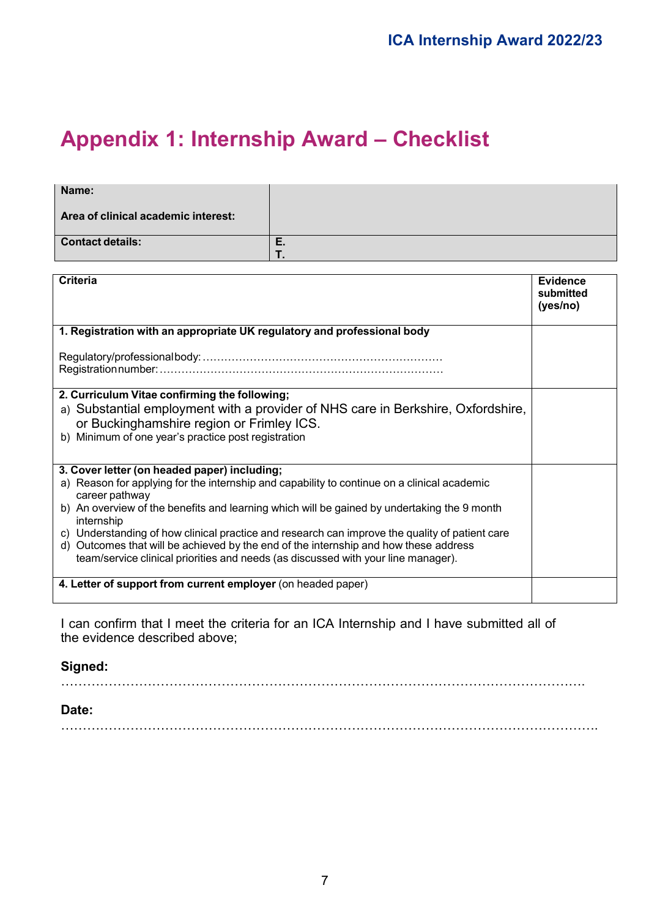# Appendix 1: Internship Award – Checklist

| | |
|---|---|
| **Name:**<br><br>**Area of clinical academic interest:** | |
| **Contact details:** | **E.**<br>**T.** |

| Criteria | Evidence submitted (yes/no) |
|---|---|
| **1. Registration with an appropriate UK regulatory and professional body**<br><br>Regulatory/professional body: ……………………………………………………………<br>Registration number: ………………………………………………………………… | |
| **2. Curriculum Vitae confirming the following;**<br>a) Substantial employment with a provider of NHS care in Berkshire, Oxfordshire, or Buckinghamshire region or Frimley ICS.<br>b) Minimum of one year's practice post registration | |
| **3. Cover letter (on headed paper) including;**<br>a) Reason for applying for the internship and capability to continue on a clinical academic career pathway<br>b) An overview of the benefits and learning which will be gained by undertaking the 9 month internship<br>c) Understanding of how clinical practice and research can improve the quality of patient care<br>d) Outcomes that will be achieved by the end of the internship and how these address team/service clinical priorities and needs (as discussed with your line manager). | |
| **4. Letter of support from current employer** (on headed paper) | |

I can confirm that I meet the criteria for an ICA Internship and I have submitted all of the evidence described above;

**Signed:**

……………………………………………………………………………………………………………

**Date:**

…………………………………………………………………………………………………………….